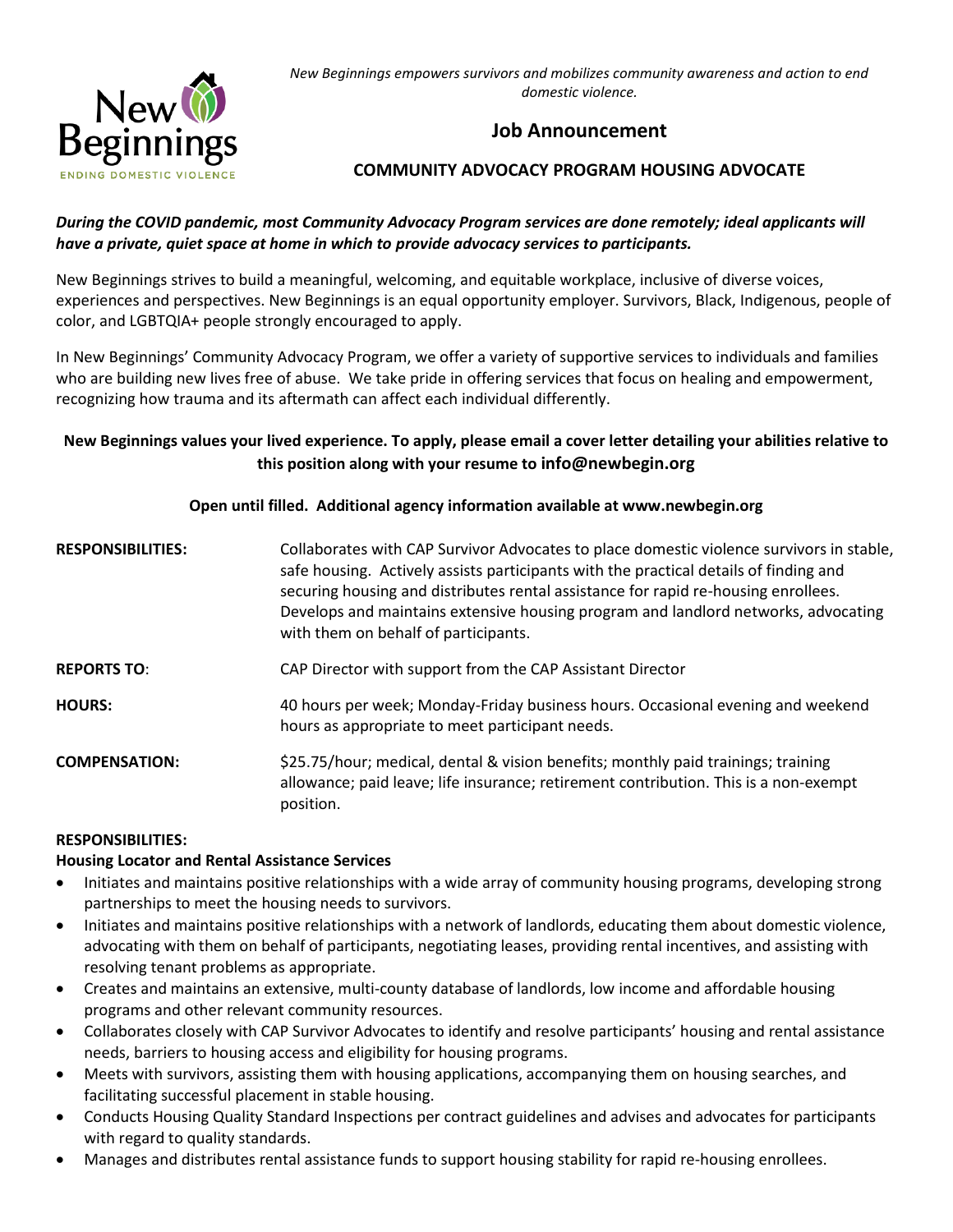New Beginnings

ENDING DOMESTIC VIOLENCE

*New Beginnings empowers survivors and mobilizes community awareness and action to end domestic violence.*

## Job Announcement

### COMMUNITY ADVOCACY PROGRAM HOUSING ADVOCATE

***During the COVID pandemic, most Community Advocacy Program services are done remotely; ideal applicants will have a private, quiet space at home in which to provide advocacy services to participants.***

New Beginnings strives to build a meaningful, welcoming, and equitable workplace, inclusive of diverse voices, experiences and perspectives. New Beginnings is an equal opportunity employer. Survivors, Black, Indigenous, people of color, and LGBTQIA+ people strongly encouraged to apply.

In New Beginnings' Community Advocacy Program, we offer a variety of supportive services to individuals and families who are building new lives free of abuse. We take pride in offering services that focus on healing and empowerment, recognizing how trauma and its aftermath can affect each individual differently.

**New Beginnings values your lived experience. To apply, please email a cover letter detailing your abilities relative to this position along with your resume to info@newbegin.org**

**Open until filled. Additional agency information available at www.newbegin.org**

| | |
|---|---|
| **RESPONSIBILITIES:** | Collaborates with CAP Survivor Advocates to place domestic violence survivors in stable, safe housing. Actively assists participants with the practical details of finding and securing housing and distributes rental assistance for rapid re-housing enrollees. Develops and maintains extensive housing program and landlord networks, advocating with them on behalf of participants. |
| **REPORTS TO**: | CAP Director with support from the CAP Assistant Director |
| **HOURS:** | 40 hours per week; Monday-Friday business hours. Occasional evening and weekend hours as appropriate to meet participant needs. |
| **COMPENSATION:** | \$25.75/hour; medical, dental & vision benefits; monthly paid trainings; training allowance; paid leave; life insurance; retirement contribution. This is a non-exempt position. |

**RESPONSIBILITIES:**

**Housing Locator and Rental Assistance Services**

- Initiates and maintains positive relationships with a wide array of community housing programs, developing strong partnerships to meet the housing needs to survivors.
- Initiates and maintains positive relationships with a network of landlords, educating them about domestic violence, advocating with them on behalf of participants, negotiating leases, providing rental incentives, and assisting with resolving tenant problems as appropriate.
- Creates and maintains an extensive, multi-county database of landlords, low income and affordable housing programs and other relevant community resources.
- Collaborates closely with CAP Survivor Advocates to identify and resolve participants' housing and rental assistance needs, barriers to housing access and eligibility for housing programs.
- Meets with survivors, assisting them with housing applications, accompanying them on housing searches, and facilitating successful placement in stable housing.
- Conducts Housing Quality Standard Inspections per contract guidelines and advises and advocates for participants with regard to quality standards.
- Manages and distributes rental assistance funds to support housing stability for rapid re-housing enrollees.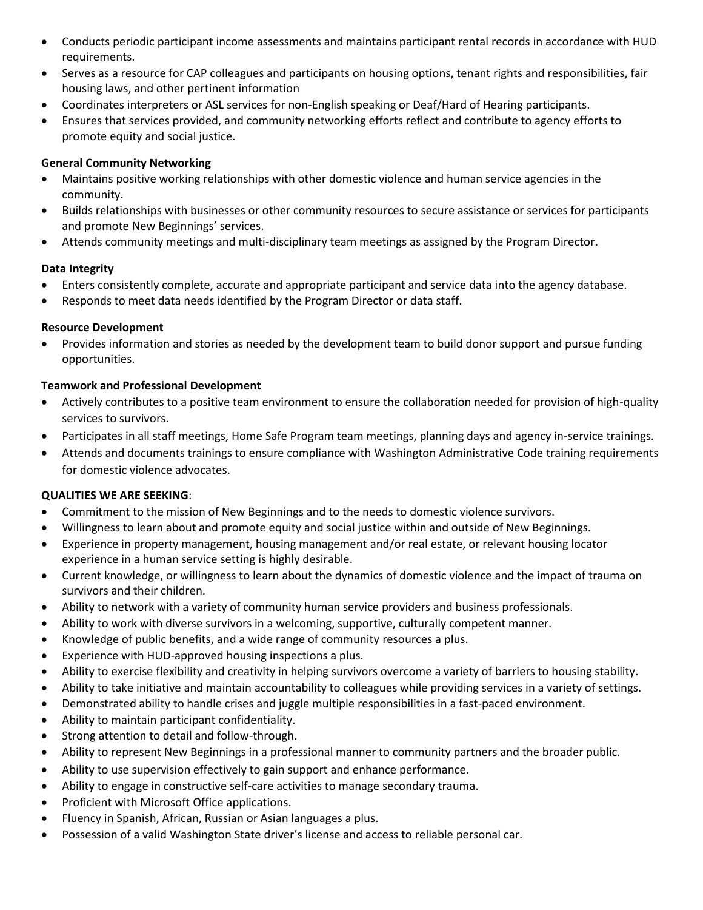- Conducts periodic participant income assessments and maintains participant rental records in accordance with HUD requirements.
- Serves as a resource for CAP colleagues and participants on housing options, tenant rights and responsibilities, fair housing laws, and other pertinent information
- Coordinates interpreters or ASL services for non-English speaking or Deaf/Hard of Hearing participants.
- Ensures that services provided, and community networking efforts reflect and contribute to agency efforts to promote equity and social justice.

**General Community Networking**

- Maintains positive working relationships with other domestic violence and human service agencies in the community.
- Builds relationships with businesses or other community resources to secure assistance or services for participants and promote New Beginnings' services.
- Attends community meetings and multi-disciplinary team meetings as assigned by the Program Director.

**Data Integrity**

- Enters consistently complete, accurate and appropriate participant and service data into the agency database.
- Responds to meet data needs identified by the Program Director or data staff.

**Resource Development**

- Provides information and stories as needed by the development team to build donor support and pursue funding opportunities.

**Teamwork and Professional Development**

- Actively contributes to a positive team environment to ensure the collaboration needed for provision of high-quality services to survivors.
- Participates in all staff meetings, Home Safe Program team meetings, planning days and agency in-service trainings.
- Attends and documents trainings to ensure compliance with Washington Administrative Code training requirements for domestic violence advocates.

**QUALITIES WE ARE SEEKING**:

- Commitment to the mission of New Beginnings and to the needs to domestic violence survivors.
- Willingness to learn about and promote equity and social justice within and outside of New Beginnings.
- Experience in property management, housing management and/or real estate, or relevant housing locator experience in a human service setting is highly desirable.
- Current knowledge, or willingness to learn about the dynamics of domestic violence and the impact of trauma on survivors and their children.
- Ability to network with a variety of community human service providers and business professionals.
- Ability to work with diverse survivors in a welcoming, supportive, culturally competent manner.
- Knowledge of public benefits, and a wide range of community resources a plus.
- Experience with HUD-approved housing inspections a plus.
- Ability to exercise flexibility and creativity in helping survivors overcome a variety of barriers to housing stability.
- Ability to take initiative and maintain accountability to colleagues while providing services in a variety of settings.
- Demonstrated ability to handle crises and juggle multiple responsibilities in a fast-paced environment.
- Ability to maintain participant confidentiality.
- Strong attention to detail and follow-through.
- Ability to represent New Beginnings in a professional manner to community partners and the broader public.
- Ability to use supervision effectively to gain support and enhance performance.
- Ability to engage in constructive self-care activities to manage secondary trauma.
- Proficient with Microsoft Office applications.
- Fluency in Spanish, African, Russian or Asian languages a plus.
- Possession of a valid Washington State driver's license and access to reliable personal car.